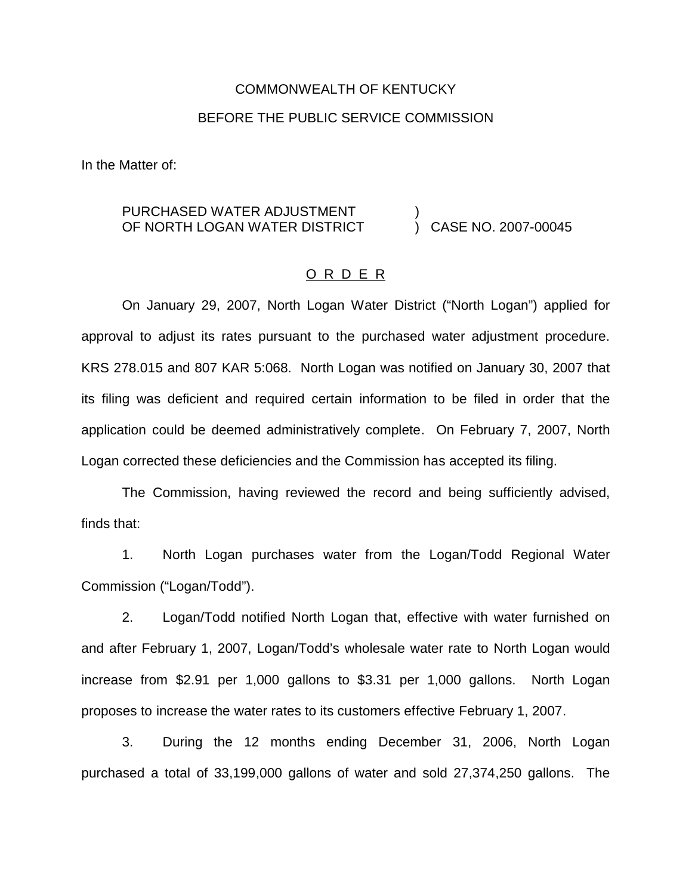COMMONWEALTH OF KENTUCKY

BEFORE THE PUBLIC SERVICE COMMISSION

In the Matter of:

PURCHASED WATER ADJUSTMENT OF NORTH LOGAN WATER DISTRICT ) CASE NO. 2007-00045

# O R D E R

On January 29, 2007, North Logan Water District ("North Logan") applied for approval to adjust its rates pursuant to the purchased water adjustment procedure. KRS 278.015 and 807 KAR 5:068. North Logan was notified on January 30, 2007 that its filing was deficient and required certain information to be filed in order that the application could be deemed administratively complete. On February 7, 2007, North Logan corrected these deficiencies and the Commission has accepted its filing.

The Commission, having reviewed the record and being sufficiently advised, finds that:

1. North Logan purchases water from the Logan/Todd Regional Water Commission ("Logan/Todd").

2. Logan/Todd notified North Logan that, effective with water furnished on and after February 1, 2007, Logan/Todd's wholesale water rate to North Logan would increase from $2.91 per 1,000 gallons to $3.31 per 1,000 gallons. North Logan proposes to increase the water rates to its customers effective February 1, 2007.

3. During the 12 months ending December 31, 2006, North Logan purchased a total of 33,199,000 gallons of water and sold 27,374,250 gallons. The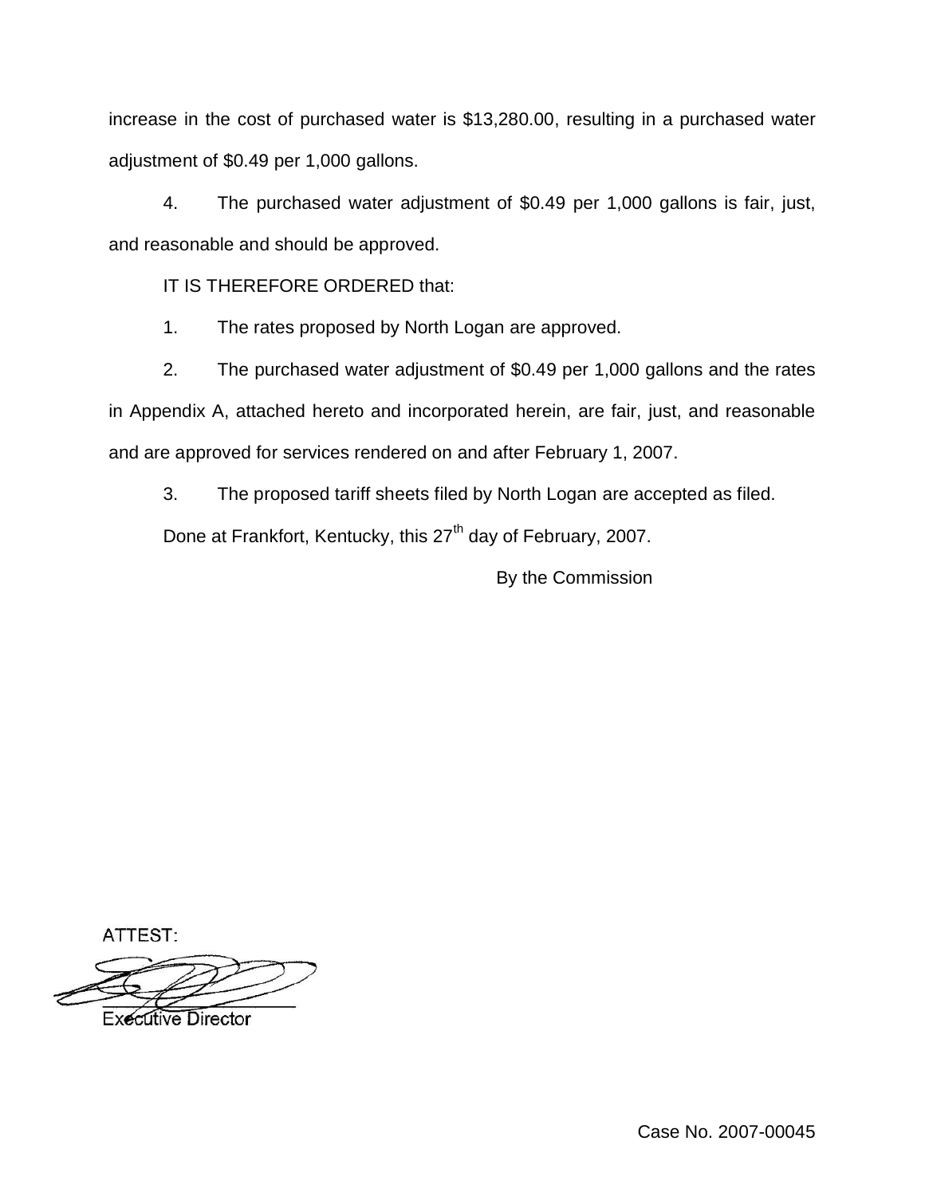increase in the cost of purchased water is $13,280.00, resulting in a purchased water adjustment of $0.49 per 1,000 gallons.

4. The purchased water adjustment of $0.49 per 1,000 gallons is fair, just, and reasonable and should be approved.

IT IS THEREFORE ORDERED that:

1. The rates proposed by North Logan are approved.

2. The purchased water adjustment of $0.49 per 1,000 gallons and the rates in Appendix A, attached hereto and incorporated herein, are fair, just, and reasonable and are approved for services rendered on and after February 1, 2007.

3. The proposed tariff sheets filed by North Logan are accepted as filed.

Done at Frankfort, Kentucky, this 27th day of February, 2007.

By the Commission

ATTEST:

Executive Director

Case No. 2007-00045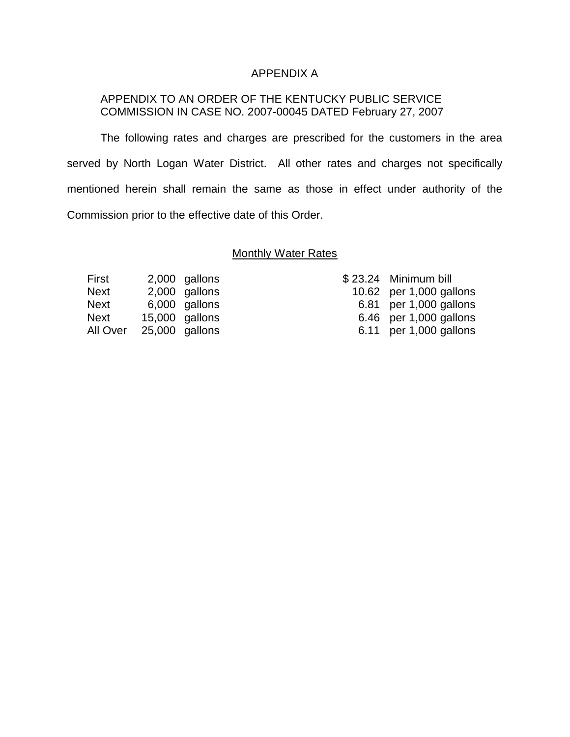# APPENDIX A

APPENDIX TO AN ORDER OF THE KENTUCKY PUBLIC SERVICE COMMISSION IN CASE NO. 2007-00045 DATED February 27, 2007

The following rates and charges are prescribed for the customers in the area served by North Logan Water District. All other rates and charges not specifically mentioned herein shall remain the same as those in effect under authority of the Commission prior to the effective date of this Order.

## Monthly Water Rates

| | | | | |
|---|---|---|---|---|
| First | 2,000 | gallons | \$ 23.24 | Minimum bill |
| Next | 2,000 | gallons | 10.62 | per 1,000 gallons |
| Next | 6,000 | gallons | 6.81 | per 1,000 gallons |
| Next | 15,000 | gallons | 6.46 | per 1,000 gallons |
| All Over | 25,000 | gallons | 6.11 | per 1,000 gallons |